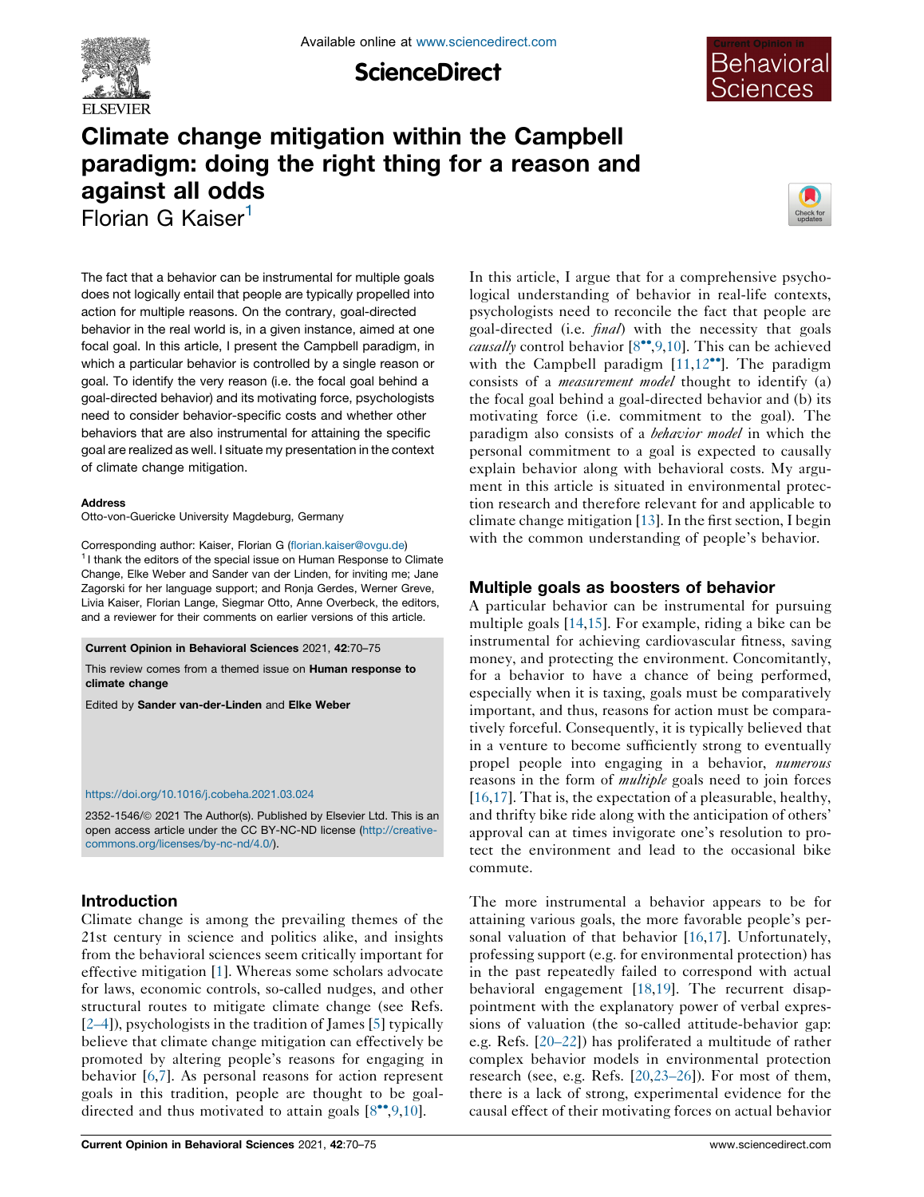# Climate change mitigation within the Campbell paradigm: doing the right thing for a reason and against all odds

Florian G Kaiser[1]

The fact that a behavior can be instrumental for multiple goals does not logically entail that people are typically propelled into action for multiple reasons. On the contrary, goal-directed behavior in the real world is, in a given instance, aimed at one focal goal. In this article, I present the Campbell paradigm, in which a particular behavior is controlled by a single reason or goal. To identify the very reason (i.e. the focal goal behind a goal-directed behavior) and its motivating force, psychologists need to consider behavior-specific costs and whether other behaviors that are also instrumental for attaining the specific goal are realized as well. I situate my presentation in the context of climate change mitigation.

**Address**

Otto-von-Guericke University Magdeburg, Germany

Corresponding author: Kaiser, Florian G (florian.kaiser@ovgu.de)

[1] I thank the editors of the special issue on Human Response to Climate Change, Elke Weber and Sander van der Linden, for inviting me; Jane Zagorski for her language support; and Ronja Gerdes, Werner Greve, Livia Kaiser, Florian Lange, Siegmar Otto, Anne Overbeck, the editors, and a reviewer for their comments on earlier versions of this article.

**Current Opinion in Behavioral Sciences** 2021, **42**:70–75

This review comes from a themed issue on **Human response to climate change**

Edited by **Sander van-der-Linden** and **Elke Weber**

https://doi.org/10.1016/j.cobeha.2021.03.024

2352-1546/© 2021 The Author(s). Published by Elsevier Ltd. This is an open access article under the CC BY-NC-ND license (http://creativecommons.org/licenses/by-nc-nd/4.0/).

## Introduction

Climate change is among the prevailing themes of the 21st century in science and politics alike, and insights from the behavioral sciences seem critically important for effective mitigation [1]. Whereas some scholars advocate for laws, economic controls, so-called nudges, and other structural routes to mitigate climate change (see Refs. [2–4]), psychologists in the tradition of James [5] typically believe that climate change mitigation can effectively be promoted by altering people's reasons for engaging in behavior [6,7]. As personal reasons for action represent goals in this tradition, people are thought to be goal-directed and thus motivated to attain goals [8••,9,10].

In this article, I argue that for a comprehensive psychological understanding of behavior in real-life contexts, psychologists need to reconcile the fact that people are goal-directed (i.e. *final*) with the necessity that goals *causally* control behavior [8••,9,10]. This can be achieved with the Campbell paradigm [11,12••]. The paradigm consists of a *measurement model* thought to identify (a) the focal goal behind a goal-directed behavior and (b) its motivating force (i.e. commitment to the goal). The paradigm also consists of a *behavior model* in which the personal commitment to a goal is expected to causally explain behavior along with behavioral costs. My argument in this article is situated in environmental protection research and therefore relevant for and applicable to climate change mitigation [13]. In the first section, I begin with the common understanding of people's behavior.

## Multiple goals as boosters of behavior

A particular behavior can be instrumental for pursuing multiple goals [14,15]. For example, riding a bike can be instrumental for achieving cardiovascular fitness, saving money, and protecting the environment. Concomitantly, for a behavior to have a chance of being performed, especially when it is taxing, goals must be comparatively important, and thus, reasons for action must be comparatively forceful. Consequently, it is typically believed that in a venture to become sufficiently strong to eventually propel people into engaging in a behavior, *numerous* reasons in the form of *multiple* goals need to join forces [16,17]. That is, the expectation of a pleasurable, healthy, and thrifty bike ride along with the anticipation of others' approval can at times invigorate one's resolution to protect the environment and lead to the occasional bike commute.

The more instrumental a behavior appears to be for attaining various goals, the more favorable people's personal valuation of that behavior [16,17]. Unfortunately, professing support (e.g. for environmental protection) has in the past repeatedly failed to correspond with actual behavioral engagement [18,19]. The recurrent disappointment with the explanatory power of verbal expressions of valuation (the so-called attitude-behavior gap: e.g. Refs. [20–22]) has proliferated a multitude of rather complex behavior models in environmental protection research (see, e.g. Refs. [20,23–26]). For most of them, there is a lack of strong, experimental evidence for the causal effect of their motivating forces on actual behavior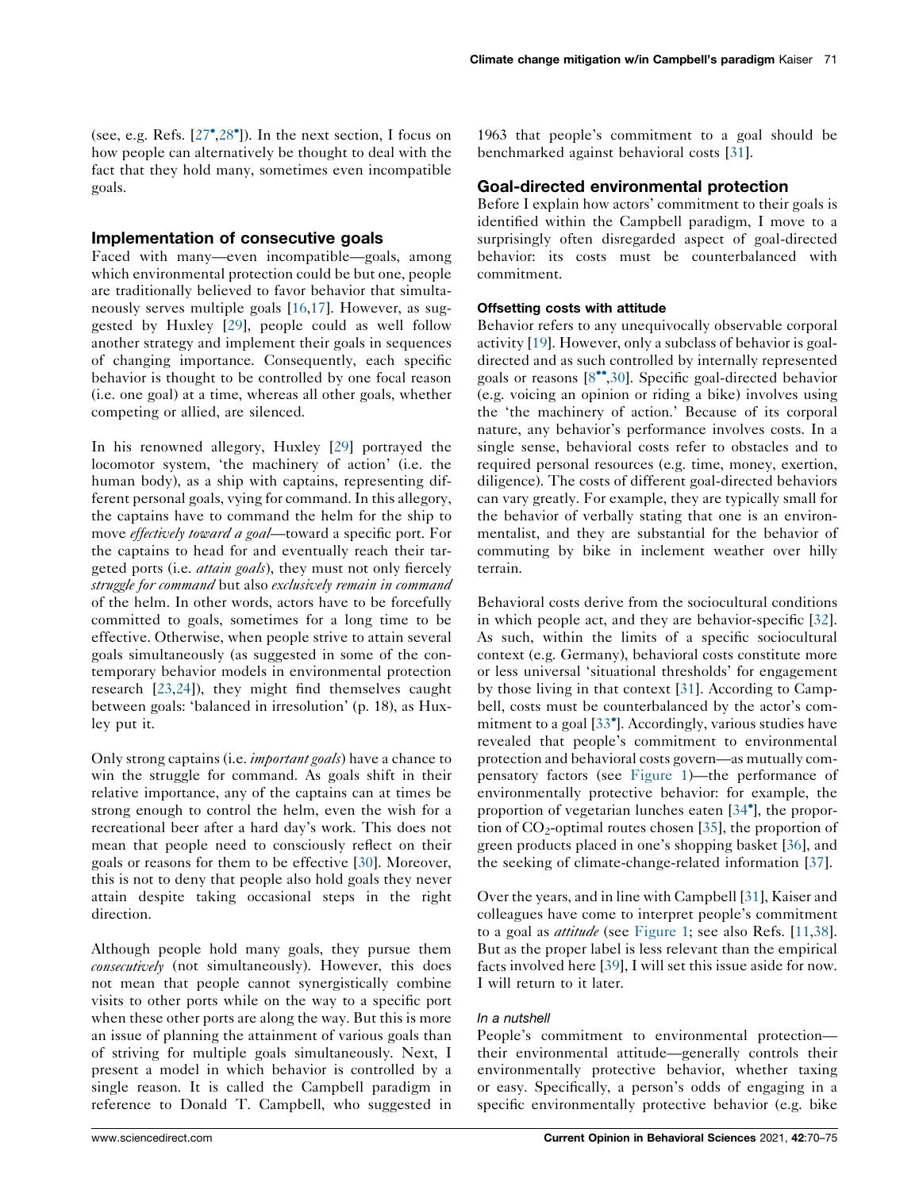(see, e.g. Refs. [27•,28•]). In the next section, I focus on how people can alternatively be thought to deal with the fact that they hold many, sometimes even incompatible goals.

## Implementation of consecutive goals

Faced with many—even incompatible—goals, among which environmental protection could be but one, people are traditionally believed to favor behavior that simultaneously serves multiple goals [16,17]. However, as suggested by Huxley [29], people could as well follow another strategy and implement their goals in sequences of changing importance. Consequently, each specific behavior is thought to be controlled by one focal reason (i.e. one goal) at a time, whereas all other goals, whether competing or allied, are silenced.

In his renowned allegory, Huxley [29] portrayed the locomotor system, 'the machinery of action' (i.e. the human body), as a ship with captains, representing different personal goals, vying for command. In this allegory, the captains have to command the helm for the ship to move *effectively toward a goal*—toward a specific port. For the captains to head for and eventually reach their targeted ports (i.e. *attain goals*), they must not only fiercely *struggle for command* but also *exclusively remain in command* of the helm. In other words, actors have to be forcefully committed to goals, sometimes for a long time to be effective. Otherwise, when people strive to attain several goals simultaneously (as suggested in some of the contemporary behavior models in environmental protection research [23,24]), they might find themselves caught between goals: 'balanced in irresolution' (p. 18), as Huxley put it.

Only strong captains (i.e. *important goals*) have a chance to win the struggle for command. As goals shift in their relative importance, any of the captains can at times be strong enough to control the helm, even the wish for a recreational beer after a hard day's work. This does not mean that people need to consciously reflect on their goals or reasons for them to be effective [30]. Moreover, this is not to deny that people also hold goals they never attain despite taking occasional steps in the right direction.

Although people hold many goals, they pursue them *consecutively* (not simultaneously). However, this does not mean that people cannot synergistically combine visits to other ports while on the way to a specific port when these other ports are along the way. But this is more an issue of planning the attainment of various goals than of striving for multiple goals simultaneously. Next, I present a model in which behavior is controlled by a single reason. It is called the Campbell paradigm in reference to Donald T. Campbell, who suggested in 1963 that people's commitment to a goal should be benchmarked against behavioral costs [31].

## Goal-directed environmental protection

Before I explain how actors' commitment to their goals is identified within the Campbell paradigm, I move to a surprisingly often disregarded aspect of goal-directed behavior: its costs must be counterbalanced with commitment.

### Offsetting costs with attitude

Behavior refers to any unequivocally observable corporal activity [19]. However, only a subclass of behavior is goal-directed and as such controlled by internally represented goals or reasons [8••,30]. Specific goal-directed behavior (e.g. voicing an opinion or riding a bike) involves using the 'the machinery of action.' Because of its corporal nature, any behavior's performance involves costs. In a single sense, behavioral costs refer to obstacles and to required personal resources (e.g. time, money, exertion, diligence). The costs of different goal-directed behaviors can vary greatly. For example, they are typically small for the behavior of verbally stating that one is an environmentalist, and they are substantial for the behavior of commuting by bike in inclement weather over hilly terrain.

Behavioral costs derive from the sociocultural conditions in which people act, and they are behavior-specific [32]. As such, within the limits of a specific sociocultural context (e.g. Germany), behavioral costs constitute more or less universal 'situational thresholds' for engagement by those living in that context [31]. According to Campbell, costs must be counterbalanced by the actor's commitment to a goal [33•]. Accordingly, various studies have revealed that people's commitment to environmental protection and behavioral costs govern—as mutually compensatory factors (see Figure 1)—the performance of environmentally protective behavior: for example, the proportion of vegetarian lunches eaten [34•], the proportion of $CO_2$-optimal routes chosen [35], the proportion of green products placed in one's shopping basket [36], and the seeking of climate-change-related information [37].

Over the years, and in line with Campbell [31], Kaiser and colleagues have come to interpret people's commitment to a goal as *attitude* (see Figure 1; see also Refs. [11,38]. But as the proper label is less relevant than the empirical facts involved here [39], I will set this issue aside for now. I will return to it later.

#### *In a nutshell*

People's commitment to environmental protection—their environmental attitude—generally controls their environmentally protective behavior, whether taxing or easy. Specifically, a person's odds of engaging in a specific environmentally protective behavior (e.g. bike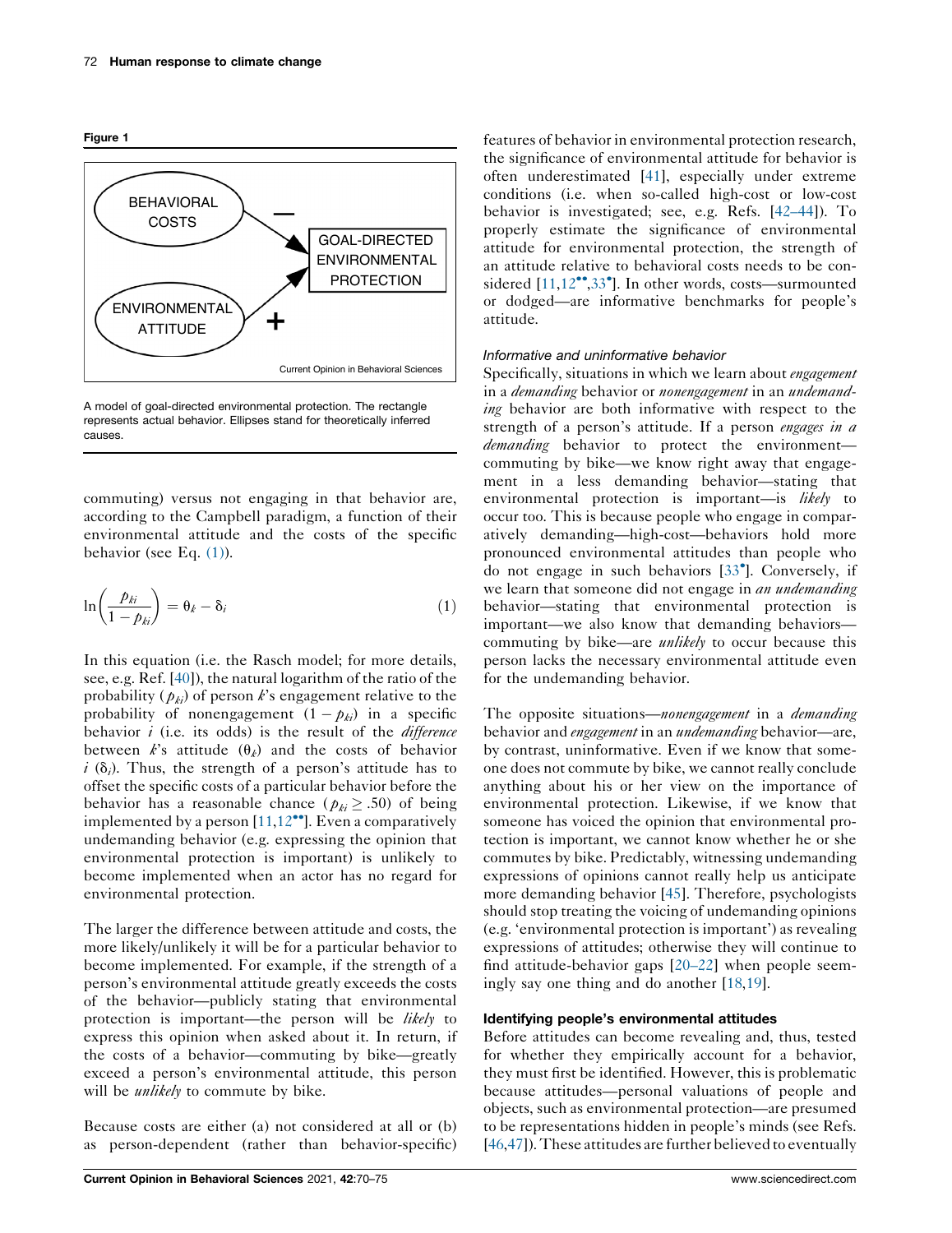**Figure 1**

A model of goal-directed environmental protection. The rectangle represents actual behavior. Ellipses stand for theoretically inferred causes.

commuting) versus not engaging in that behavior are, according to the Campbell paradigm, a function of their environmental attitude and the costs of the specific behavior (see Eq. (1)).

$$\ln\left(\frac{p_{ki}}{1-p_{ki}}\right) = \theta_k - \delta_i \tag{1}$$

In this equation (i.e. the Rasch model; for more details, see, e.g. Ref. [40]), the natural logarithm of the ratio of the probability ($p_{ki}$) of person $k$'s engagement relative to the probability of nonengagement ($1 - p_{ki}$) in a specific behavior $i$ (i.e. its odds) is the result of the *difference* between $k$'s attitude ($\theta_k$) and the costs of behavior $i$ ($\delta_i$). Thus, the strength of a person's attitude has to offset the specific costs of a particular behavior before the behavior has a reasonable chance ($p_{ki} \geq .50$) of being implemented by a person [11,12••]. Even a comparatively undemanding behavior (e.g. expressing the opinion that environmental protection is important) is unlikely to become implemented when an actor has no regard for environmental protection.

The larger the difference between attitude and costs, the more likely/unlikely it will be for a particular behavior to become implemented. For example, if the strength of a person's environmental attitude greatly exceeds the costs of the behavior—publicly stating that environmental protection is important—the person will be *likely* to express this opinion when asked about it. In return, if the costs of a behavior—commuting by bike—greatly exceed a person's environmental attitude, this person will be *unlikely* to commute by bike.

Because costs are either (a) not considered at all or (b) as person-dependent (rather than behavior-specific) features of behavior in environmental protection research, the significance of environmental attitude for behavior is often underestimated [41], especially under extreme conditions (i.e. when so-called high-cost or low-cost behavior is investigated; see, e.g. Refs. [42–44]). To properly estimate the significance of environmental attitude for environmental protection, the strength of an attitude relative to behavioral costs needs to be considered [11,12••,33•]. In other words, costs—surmounted or dodged—are informative benchmarks for people's attitude.

### *Informative and uninformative behavior*

Specifically, situations in which we learn about *engagement* in a *demanding* behavior or *nonengagement* in an *undemanding* behavior are both informative with respect to the strength of a person's attitude. If a person *engages in a demanding* behavior to protect the environment—commuting by bike—we know right away that engagement in a less demanding behavior—stating that environmental protection is important—is *likely* to occur too. This is because people who engage in comparatively demanding—high-cost—behaviors hold more pronounced environmental attitudes than people who do not engage in such behaviors [33•]. Conversely, if we learn that someone did not engage in *an undemanding* behavior—stating that environmental protection is important—we also know that demanding behaviors—commuting by bike—are *unlikely* to occur because this person lacks the necessary environmental attitude even for the undemanding behavior.

The opposite situations—*nonengagement* in a *demanding* behavior and *engagement* in an *undemanding* behavior—are, by contrast, uninformative. Even if we know that someone does not commute by bike, we cannot really conclude anything about his or her view on the importance of environmental protection. Likewise, if we know that someone has voiced the opinion that environmental protection is important, we cannot know whether he or she commutes by bike. Predictably, witnessing undemanding expressions of opinions cannot really help us anticipate more demanding behavior [45]. Therefore, psychologists should stop treating the voicing of undemanding opinions (e.g. 'environmental protection is important') as revealing expressions of attitudes; otherwise they will continue to find attitude-behavior gaps [20–22] when people seemingly say one thing and do another [18,19].

## Identifying people's environmental attitudes

Before attitudes can become revealing and, thus, tested for whether they empirically account for a behavior, they must first be identified. However, this is problematic because attitudes—personal valuations of people and objects, such as environmental protection—are presumed to be representations hidden in people's minds (see Refs. [46,47]). These attitudes are further believed to eventually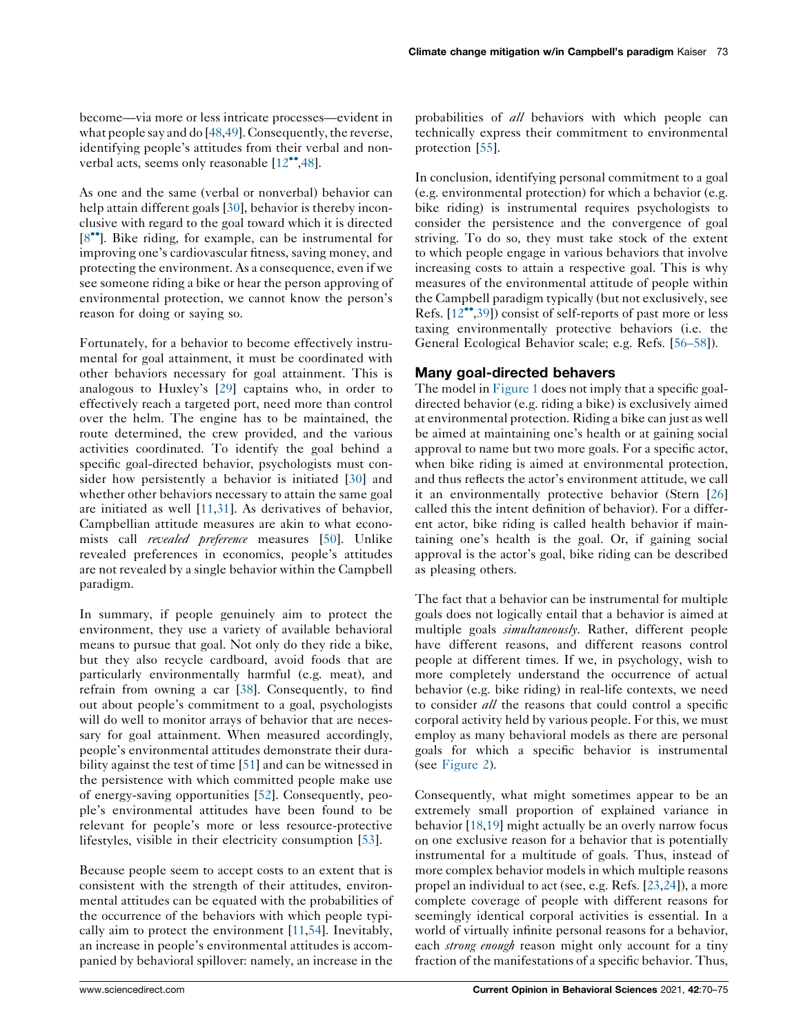become—via more or less intricate processes—evident in what people say and do [48,49]. Consequently, the reverse, identifying people's attitudes from their verbal and nonverbal acts, seems only reasonable [12••,48].

As one and the same (verbal or nonverbal) behavior can help attain different goals [30], behavior is thereby inconclusive with regard to the goal toward which it is directed [8••]. Bike riding, for example, can be instrumental for improving one's cardiovascular fitness, saving money, and protecting the environment. As a consequence, even if we see someone riding a bike or hear the person approving of environmental protection, we cannot know the person's reason for doing or saying so.

Fortunately, for a behavior to become effectively instrumental for goal attainment, it must be coordinated with other behaviors necessary for goal attainment. This is analogous to Huxley's [29] captains who, in order to effectively reach a targeted port, need more than control over the helm. The engine has to be maintained, the route determined, the crew provided, and the various activities coordinated. To identify the goal behind a specific goal-directed behavior, psychologists must consider how persistently a behavior is initiated [30] and whether other behaviors necessary to attain the same goal are initiated as well [11,31]. As derivatives of behavior, Campbellian attitude measures are akin to what economists call *revealed preference* measures [50]. Unlike revealed preferences in economics, people's attitudes are not revealed by a single behavior within the Campbell paradigm.

In summary, if people genuinely aim to protect the environment, they use a variety of available behavioral means to pursue that goal. Not only do they ride a bike, but they also recycle cardboard, avoid foods that are particularly environmentally harmful (e.g. meat), and refrain from owning a car [38]. Consequently, to find out about people's commitment to a goal, psychologists will do well to monitor arrays of behavior that are necessary for goal attainment. When measured accordingly, people's environmental attitudes demonstrate their durability against the test of time [51] and can be witnessed in the persistence with which committed people make use of energy-saving opportunities [52]. Consequently, people's environmental attitudes have been found to be relevant for people's more or less resource-protective lifestyles, visible in their electricity consumption [53].

Because people seem to accept costs to an extent that is consistent with the strength of their attitudes, environmental attitudes can be equated with the probabilities of the occurrence of the behaviors with which people typically aim to protect the environment [11,54]. Inevitably, an increase in people's environmental attitudes is accompanied by behavioral spillover: namely, an increase in the probabilities of *all* behaviors with which people can technically express their commitment to environmental protection [55].

In conclusion, identifying personal commitment to a goal (e.g. environmental protection) for which a behavior (e.g. bike riding) is instrumental requires psychologists to consider the persistence and the convergence of goal striving. To do so, they must take stock of the extent to which people engage in various behaviors that involve increasing costs to attain a respective goal. This is why measures of the environmental attitude of people within the Campbell paradigm typically (but not exclusively, see Refs. [12••,39]) consist of self-reports of past more or less taxing environmentally protective behaviors (i.e. the General Ecological Behavior scale; e.g. Refs. [56–58]).

## Many goal-directed behavers

The model in Figure 1 does not imply that a specific goal-directed behavior (e.g. riding a bike) is exclusively aimed at environmental protection. Riding a bike can just as well be aimed at maintaining one's health or at gaining social approval to name but two more goals. For a specific actor, when bike riding is aimed at environmental protection, and thus reflects the actor's environment attitude, we call it an environmentally protective behavior (Stern [26] called this the intent definition of behavior). For a different actor, bike riding is called health behavior if maintaining one's health is the goal. Or, if gaining social approval is the actor's goal, bike riding can be described as pleasing others.

The fact that a behavior can be instrumental for multiple goals does not logically entail that a behavior is aimed at multiple goals *simultaneously*. Rather, different people have different reasons, and different reasons control people at different times. If we, in psychology, wish to more completely understand the occurrence of actual behavior (e.g. bike riding) in real-life contexts, we need to consider *all* the reasons that could control a specific corporal activity held by various people. For this, we must employ as many behavioral models as there are personal goals for which a specific behavior is instrumental (see Figure 2).

Consequently, what might sometimes appear to be an extremely small proportion of explained variance in behavior [18,19] might actually be an overly narrow focus on one exclusive reason for a behavior that is potentially instrumental for a multitude of goals. Thus, instead of more complex behavior models in which multiple reasons propel an individual to act (see, e.g. Refs. [23,24]), a more complete coverage of people with different reasons for seemingly identical corporal activities is essential. In a world of virtually infinite personal reasons for a behavior, each *strong enough* reason might only account for a tiny fraction of the manifestations of a specific behavior. Thus,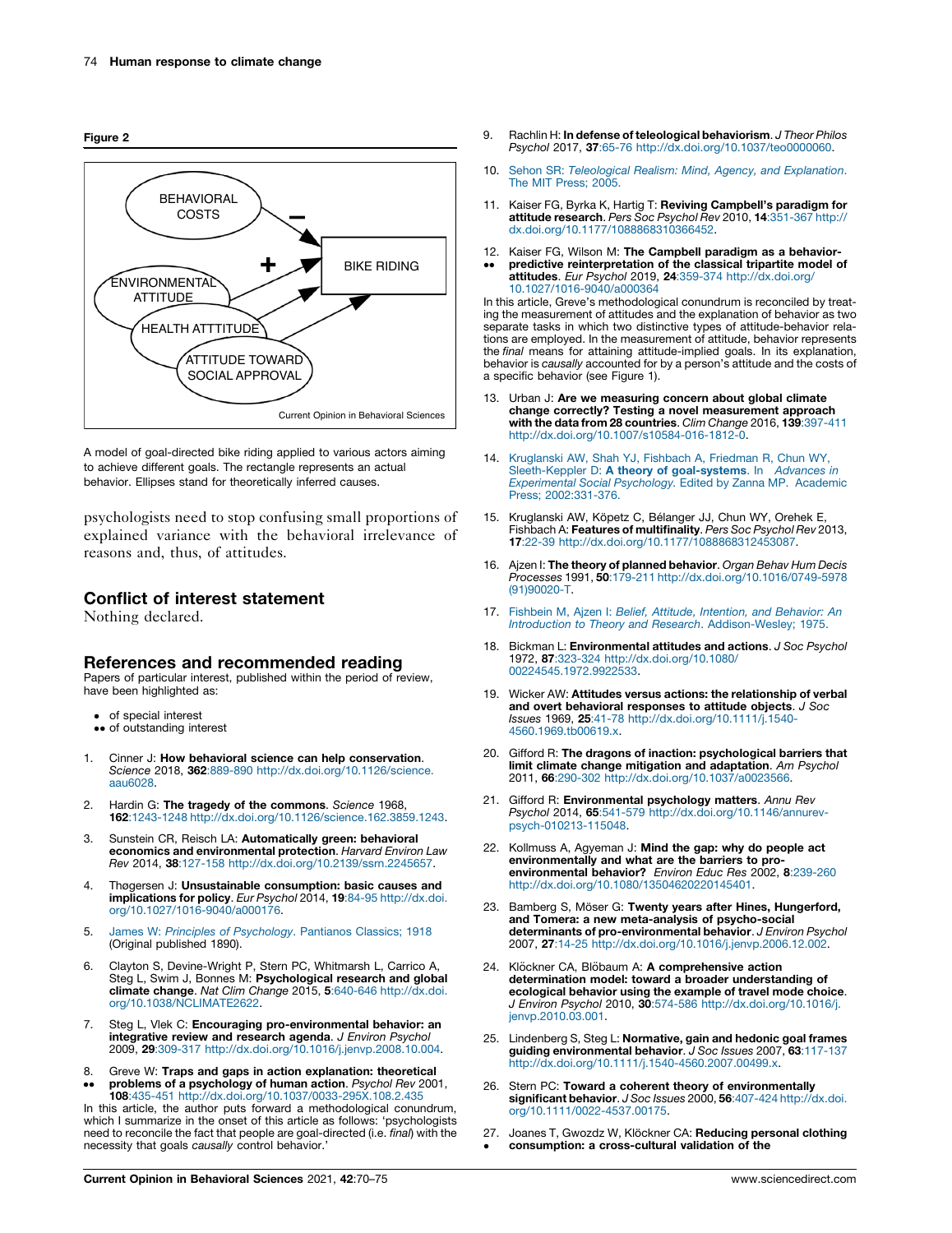**Figure 2**

A model of goal-directed bike riding applied to various actors aiming to achieve different goals. The rectangle represents an actual behavior. Ellipses stand for theoretically inferred causes.

psychologists need to stop confusing small proportions of explained variance with the behavioral irrelevance of reasons and, thus, of attitudes.

## Conflict of interest statement

Nothing declared.

## References and recommended reading

Papers of particular interest, published within the period of review, have been highlighted as:

- • of special interest
- •• of outstanding interest

1. Cinner J: **How behavioral science can help conservation**. *Science* 2018, **362**:889-890 http://dx.doi.org/10.1126/science.aau6028.
2. Hardin G: **The tragedy of the commons**. *Science* 1968, **162**:1243-1248 http://dx.doi.org/10.1126/science.162.3859.1243.
3. Sunstein CR, Reisch LA: **Automatically green: behavioral economics and environmental protection**. *Harvard Environ Law Rev* 2014, **38**:127-158 http://dx.doi.org/10.2139/ssrn.2245657.
4. Thøgersen J: **Unsustainable consumption: basic causes and implications for policy**. *Eur Psychol* 2014, **19**:84-95 http://dx.doi.org/10.1027/1016-9040/a000176.
5. James W: *Principles of Psychology*. Pantianos Classics; 1918 (Original published 1890).
6. Clayton S, Devine-Wright P, Stern PC, Whitmarsh L, Carrico A, Steg L, Swim J, Bonnes M: **Psychological research and global climate change**. *Nat Clim Change* 2015, **5**:640-646 http://dx.doi.org/10.1038/NCLIMATE2622.
7. Steg L, Vlek C: **Encouraging pro-environmental behavior: an integrative review and research agenda**. *J Environ Psychol* 2009, **29**:309-317 http://dx.doi.org/10.1016/j.jenvp.2008.10.004.
8. •• Greve W: **Traps and gaps in action explanation: theoretical problems of a psychology of human action**. *Psychol Rev* 2001, **108**:435-451 http://dx.doi.org/10.1037/0033-295X.108.2.435

   In this article, the author puts forward a methodological conundrum, which I summarize in the onset of this article as follows: 'psychologists need to reconcile the fact that people are goal-directed (i.e. *final*) with the necessity that goals *causally* control behavior.'
9. Rachlin H: **In defense of teleological behaviorism**. *J Theor Philos Psychol* 2017, **37**:65-76 http://dx.doi.org/10.1037/teo0000060.
10. Sehon SR: *Teleological Realism: Mind, Agency, and Explanation*. The MIT Press; 2005.
11. Kaiser FG, Byrka K, Hartig T: **Reviving Campbell's paradigm for attitude research**. *Pers Soc Psychol Rev* 2010, **14**:351-367 http://dx.doi.org/10.1177/1088868310366452.
12. •• Kaiser FG, Wilson M: **The Campbell paradigm as a behavior-predictive reinterpretation of the classical tripartite model of attitudes**. *Eur Psychol* 2019, **24**:359-374 http://dx.doi.org/10.1027/1016-9040/a000364

    In this article, Greve's methodological conundrum is reconciled by treating the measurement of attitudes and the explanation of behavior as two separate tasks in which two distinctive types of attitude-behavior relations are employed. In the measurement of attitude, behavior represents the *final* means for attaining attitude-implied goals. In its explanation, behavior is *causally* accounted for by a person's attitude and the costs of a specific behavior (see Figure 1).
13. Urban J: **Are we measuring concern about global climate change correctly? Testing a novel measurement approach with the data from 28 countries**. *Clim Change* 2016, **139**:397-411 http://dx.doi.org/10.1007/s10584-016-1812-0.
14. Kruglanski AW, Shah YJ, Fishbach A, Friedman R, Chun WY, Sleeth-Keppler D: **A theory of goal-systems**. In *Advances in Experimental Social Psychology*. Edited by Zanna MP. Academic Press; 2002:331-376.
15. Kruglanski AW, Köpetz C, Bélanger JJ, Chun WY, Orehek E, Fishbach A: **Features of multifinality**. *Pers Soc Psychol Rev* 2013, **17**:22-39 http://dx.doi.org/10.1177/1088868312453087.
16. Ajzen I: **The theory of planned behavior**. *Organ Behav Hum Decis Processes* 1991, **50**:179-211 http://dx.doi.org/10.1016/0749-5978(91)90020-T.
17. Fishbein M, Ajzen I: *Belief, Attitude, Intention, and Behavior: An Introduction to Theory and Research*. Addison-Wesley; 1975.
18. Bickman L: **Environmental attitudes and actions**. *J Soc Psychol* 1972, **87**:323-324 http://dx.doi.org/10.1080/00224545.1972.9922533.
19. Wicker AW: **Attitudes versus actions: the relationship of verbal and overt behavioral responses to attitude objects**. *J Soc Issues* 1969, **25**:41-78 http://dx.doi.org/10.1111/j.1540-4560.1969.tb00619.x.
20. Gifford R: **The dragons of inaction: psychological barriers that limit climate change mitigation and adaptation**. *Am Psychol* 2011, **66**:290-302 http://dx.doi.org/10.1037/a0023566.
21. Gifford R: **Environmental psychology matters**. *Annu Rev Psychol* 2014, **65**:541-579 http://dx.doi.org/10.1146/annurev-psych-010213-115048.
22. Kollmuss A, Agyeman J: **Mind the gap: why do people act environmentally and what are the barriers to pro-environmental behavior?** *Environ Educ Res* 2002, **8**:239-260 http://dx.doi.org/10.1080/13504620220145401.
23. Bamberg S, Möser G: **Twenty years after Hines, Hungerford, and Tomera: a new meta-analysis of psycho-social determinants of pro-environmental behavior**. *J Environ Psychol* 2007, **27**:14-25 http://dx.doi.org/10.1016/j.jenvp.2006.12.002.
24. Klöckner CA, Blöbaum A: **A comprehensive action determination model: toward a broader understanding of ecological behavior using the example of travel mode choice**. *J Environ Psychol* 2010, **30**:574-586 http://dx.doi.org/10.1016/j.jenvp.2010.03.001.
25. Lindenberg S, Steg L: **Normative, gain and hedonic goal frames guiding environmental behavior**. *J Soc Issues* 2007, **63**:117-137 http://dx.doi.org/10.1111/j.1540-4560.2007.00499.x.
26. Stern PC: **Toward a coherent theory of environmentally significant behavior**. *J Soc Issues* 2000, **56**:407-424 http://dx.doi.org/10.1111/0022-4537.00175.
27. • Joanes T, Gwozdz W, Klöckner CA: **Reducing personal clothing consumption: a cross-cultural validation of the**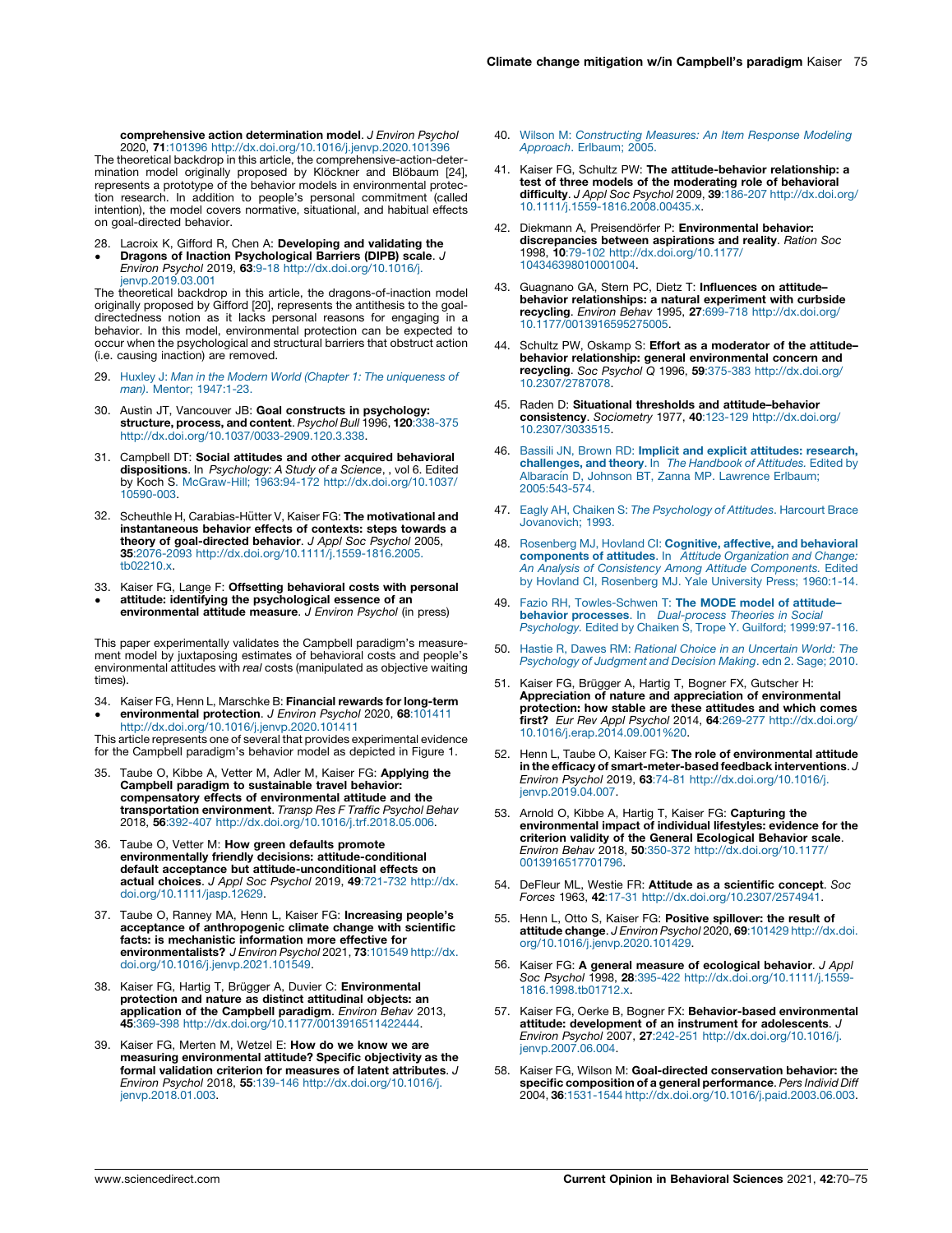**comprehensive action determination model**. *J Environ Psychol* 2020, **71**:101396 http://dx.doi.org/10.1016/j.jenvp.2020.101396

The theoretical backdrop in this article, the comprehensive-action-determination model originally proposed by Klöckner and Blöbaum [24], represents a prototype of the behavior models in environmental protection research. In addition to people's personal commitment (called intention), the model covers normative, situational, and habitual effects on goal-directed behavior.

28. • Lacroix K, Gifford R, Chen A: **Developing and validating the Dragons of Inaction Psychological Barriers (DIPB) scale**. *J Environ Psychol* 2019, **63**:9-18 http://dx.doi.org/10.1016/j.jenvp.2019.03.001

The theoretical backdrop in this article, the dragons-of-inaction model originally proposed by Gifford [20], represents the antithesis to the goal-directedness notion as it lacks personal reasons for engaging in a behavior. In this model, environmental protection can be expected to occur when the psychological and structural barriers that obstruct action (i.e. causing inaction) are removed.

29. Huxley J: *Man in the Modern World (Chapter 1: The uniqueness of man)*. Mentor; 1947:1-23.

30. Austin JT, Vancouver JB: **Goal constructs in psychology: structure, process, and content**. *Psychol Bull* 1996, **120**:338-375 http://dx.doi.org/10.1037/0033-2909.120.3.338.

31. Campbell DT: **Social attitudes and other acquired behavioral dispositions**. In *Psychology: A Study of a Science*, , vol 6. Edited by Koch S. McGraw-Hill; 1963:94-172 http://dx.doi.org/10.1037/10590-003.

32. Scheuthle H, Carabias-Hütter V, Kaiser FG: **The motivational and instantaneous behavior effects of contexts: steps towards a theory of goal-directed behavior**. *J Appl Soc Psychol* 2005, **35**:2076-2093 http://dx.doi.org/10.1111/j.1559-1816.2005.tb02210.x.

33. • Kaiser FG, Lange F: **Offsetting behavioral costs with personal attitude: identifying the psychological essence of an environmental attitude measure**. *J Environ Psychol* (in press)

This paper experimentally validates the Campbell paradigm's measurement model by juxtaposing estimates of behavioral costs and people's environmental attitudes with *real* costs (manipulated as objective waiting times).

34. • Kaiser FG, Henn L, Marschke B: **Financial rewards for long-term environmental protection**. *J Environ Psychol* 2020, **68**:101411 http://dx.doi.org/10.1016/j.jenvp.2020.101411

This article represents one of several that provides experimental evidence for the Campbell paradigm's behavior model as depicted in Figure 1.

35. Taube O, Kibbe A, Vetter M, Adler M, Kaiser FG: **Applying the Campbell paradigm to sustainable travel behavior: compensatory effects of environmental attitude and the transportation environment**. *Transp Res F Traffic Psychol Behav* 2018, **56**:392-407 http://dx.doi.org/10.1016/j.trf.2018.05.006.

36. Taube O, Vetter M: **How green defaults promote environmentally friendly decisions: attitude-conditional default acceptance but attitude-unconditional effects on actual choices**. *J Appl Soc Psychol* 2019, **49**:721-732 http://dx.doi.org/10.1111/jasp.12629.

37. Taube O, Ranney MA, Henn L, Kaiser FG: **Increasing people's acceptance of anthropogenic climate change with scientific facts: is mechanistic information more effective for environmentalists?** *J Environ Psychol* 2021, **73**:101549 http://dx.doi.org/10.1016/j.jenvp.2021.101549.

38. Kaiser FG, Hartig T, Brügger A, Duvier C: **Environmental protection and nature as distinct attitudinal objects: an application of the Campbell paradigm**. *Environ Behav* 2013, **45**:369-398 http://dx.doi.org/10.1177/0013916511422444.

39. Kaiser FG, Merten M, Wetzel E: **How do we know we are measuring environmental attitude? Specific objectivity as the formal validation criterion for measures of latent attributes**. *J Environ Psychol* 2018, **55**:139-146 http://dx.doi.org/10.1016/j.jenvp.2018.01.003.

40. Wilson M: *Constructing Measures: An Item Response Modeling Approach*. Erlbaum; 2005.

41. Kaiser FG, Schultz PW: **The attitude-behavior relationship: a test of three models of the moderating role of behavioral difficulty**. *J Appl Soc Psychol* 2009, **39**:186-207 http://dx.doi.org/10.1111/j.1559-1816.2008.00435.x.

42. Diekmann A, Preisendörfer P: **Environmental behavior: discrepancies between aspirations and reality**. *Ration Soc* 1998, **10**:79-102 http://dx.doi.org/10.1177/104346398010001004.

43. Guagnano GA, Stern PC, Dietz T: **Influences on attitude–behavior relationships: a natural experiment with curbside recycling**. *Environ Behav* 1995, **27**:699-718 http://dx.doi.org/10.1177/0013916595275005.

44. Schultz PW, Oskamp S: **Effort as a moderator of the attitude–behavior relationship: general environmental concern and recycling**. *Soc Psychol Q* 1996, **59**:375-383 http://dx.doi.org/10.2307/2787078.

45. Raden D: **Situational thresholds and attitude–behavior consistency**. *Sociometry* 1977, **40**:123-129 http://dx.doi.org/10.2307/3033515.

46. Bassili JN, Brown RD: **Implicit and explicit attitudes: research, challenges, and theory**. In *The Handbook of Attitudes.* Edited by Albaracín D, Johnson BT, Zanna MP. Lawrence Erlbaum; 2005:543-574.

47. Eagly AH, Chaiken S: *The Psychology of Attitudes*. Harcourt Brace Jovanovich; 1993.

48. Rosenberg MJ, Hovland CI: **Cognitive, affective, and behavioral components of attitudes**. In *Attitude Organization and Change: An Analysis of Consistency Among Attitude Components.* Edited by Hovland CI, Rosenberg MJ. Yale University Press; 1960:1-14.

49. Fazio RH, Towles-Schwen T: **The MODE model of attitude–behavior processes**. In *Dual-process Theories in Social Psychology.* Edited by Chaiken S, Trope Y. Guilford; 1999:97-116.

50. Hastie R, Dawes RM: *Rational Choice in an Uncertain World: The Psychology of Judgment and Decision Making*. edn 2. Sage; 2010.

51. Kaiser FG, Brügger A, Hartig T, Bogner FX, Gutscher H: **Appreciation of nature and appreciation of environmental protection: how stable are these attitudes and which comes first?** *Eur Rev Appl Psychol* 2014, **64**:269-277 http://dx.doi.org/10.1016/j.erap.2014.09.001%20.

52. Henn L, Taube O, Kaiser FG: **The role of environmental attitude in the efficacy of smart-meter-based feedback interventions**. *J Environ Psychol* 2019, **63**:74-81 http://dx.doi.org/10.1016/j.jenvp.2019.04.007.

53. Arnold O, Kibbe A, Hartig T, Kaiser FG: **Capturing the environmental impact of individual lifestyles: evidence for the criterion validity of the General Ecological Behavior scale**. *Environ Behav* 2018, **50**:350-372 http://dx.doi.org/10.1177/0013916517701796.

54. DeFleur ML, Westie FR: **Attitude as a scientific concept**. *Soc Forces* 1963, **42**:17-31 http://dx.doi.org/10.2307/2574941.

55. Henn L, Otto S, Kaiser FG: **Positive spillover: the result of attitude change**. *J Environ Psychol* 2020, **69**:101429 http://dx.doi.org/10.1016/j.jenvp.2020.101429.

56. Kaiser FG: **A general measure of ecological behavior**. *J Appl Soc Psychol* 1998, **28**:395-422 http://dx.doi.org/10.1111/j.1559-1816.1998.tb01712.x.

57. Kaiser FG, Oerke B, Bogner FX: **Behavior-based environmental attitude: development of an instrument for adolescents**. *J Environ Psychol* 2007, **27**:242-251 http://dx.doi.org/10.1016/j.jenvp.2007.06.004.

58. Kaiser FG, Wilson M: **Goal-directed conservation behavior: the specific composition of a general performance**. *Pers Individ Diff* 2004, **36**:1531-1544 http://dx.doi.org/10.1016/j.paid.2003.06.003.